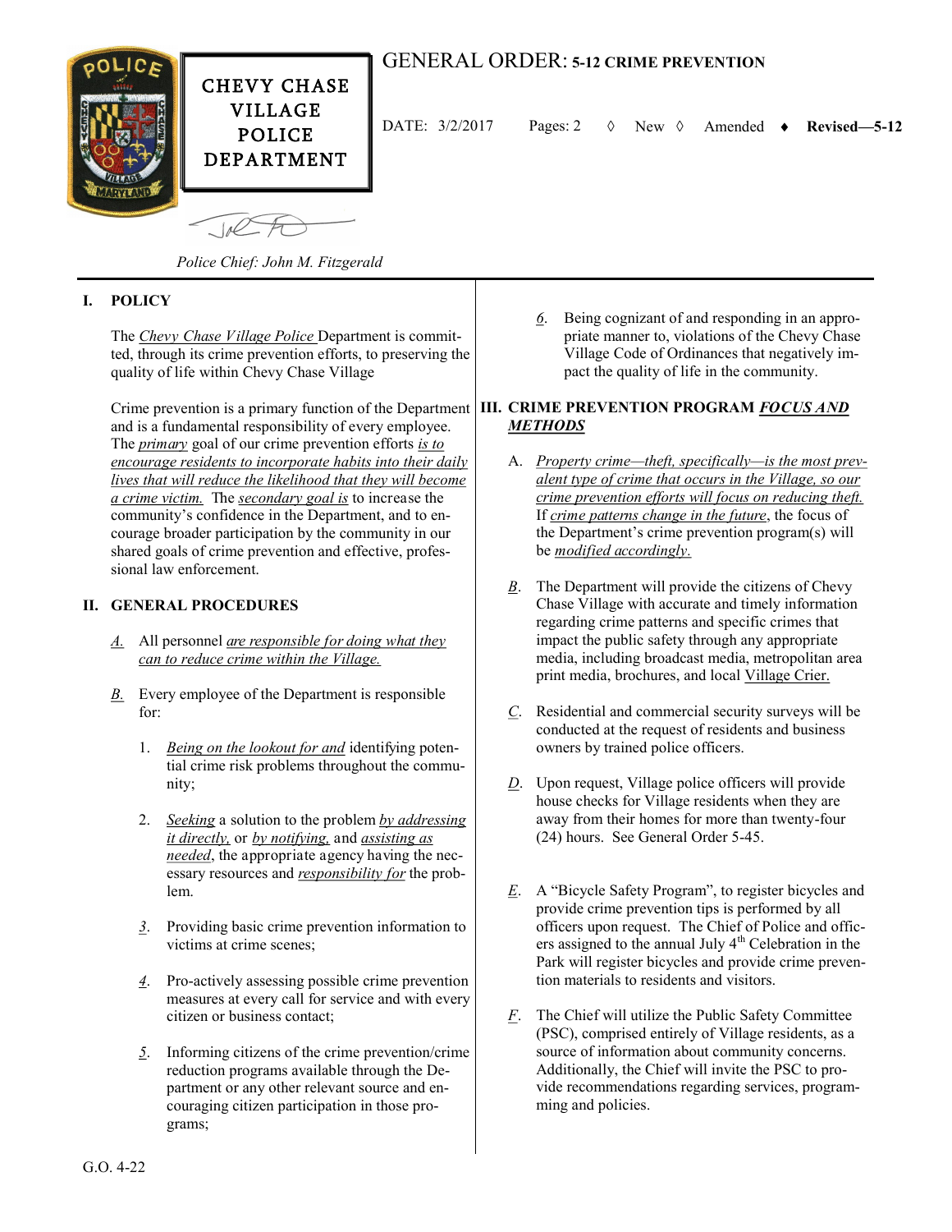**CHEVY CHASE VILLAGE POLICE DEPARTMENT**

# GENERAL ORDER: 5-12 CRIME PREVENTION

DATE: 3/2/2017 Pages: 2 ◊ New ◊ Amended ♦ **Revised—5-12**

*Police Chief: John M. Fitzgerald*

## I. POLICY

The *Chevy Chase Village Police* Department is committed, through its crime prevention efforts, to preserving the quality of life within Chevy Chase Village

Crime prevention is a primary function of the Department and is a fundamental responsibility of every employee. The *primary* goal of our crime prevention efforts *is to encourage residents to incorporate habits into their daily lives that will reduce the likelihood that they will become a crime victim.* The *secondary goal is* to increase the community's confidence in the Department, and to encourage broader participation by the community in our shared goals of crime prevention and effective, professional law enforcement.

## II. GENERAL PROCEDURES

*A.* All personnel *are responsible for doing what they can to reduce crime within the Village.*

*B.* Every employee of the Department is responsible for:

1. *Being on the lookout for and* identifying potential crime risk problems throughout the community;

2. *Seeking* a solution to the problem *by addressing it directly,* or *by notifying,* and *assisting as needed*, the appropriate agency having the necessary resources and *responsibility for* the problem.

*3*. Providing basic crime prevention information to victims at crime scenes;

*4*. Pro-actively assessing possible crime prevention measures at every call for service and with every citizen or business contact;

*5*. Informing citizens of the crime prevention/crime reduction programs available through the Department or any other relevant source and encouraging citizen participation in those programs;

*6*. Being cognizant of and responding in an appropriate manner to, violations of the Chevy Chase Village Code of Ordinances that negatively impact the quality of life in the community.

## III. CRIME PREVENTION PROGRAM *FOCUS AND METHODS*

A. *Property crime—theft, specifically—is the most prevalent type of crime that occurs in the Village, so our crime prevention efforts will focus on reducing theft.* If *crime patterns change in the future*, the focus of the Department's crime prevention program(s) will be *modified accordingly.*

*B*. The Department will provide the citizens of Chevy Chase Village with accurate and timely information regarding crime patterns and specific crimes that impact the public safety through any appropriate media, including broadcast media, metropolitan area print media, brochures, and local Village Crier.

*C*. Residential and commercial security surveys will be conducted at the request of residents and business owners by trained police officers.

*D*. Upon request, Village police officers will provide house checks for Village residents when they are away from their homes for more than twenty-four (24) hours. See General Order 5-45.

*E*. A "Bicycle Safety Program", to register bicycles and provide crime prevention tips is performed by all officers upon request. The Chief of Police and officers assigned to the annual July 4th Celebration in the Park will register bicycles and provide crime prevention materials to residents and visitors.

*F*. The Chief will utilize the Public Safety Committee (PSC), comprised entirely of Village residents, as a source of information about community concerns. Additionally, the Chief will invite the PSC to provide recommendations regarding services, programming and policies.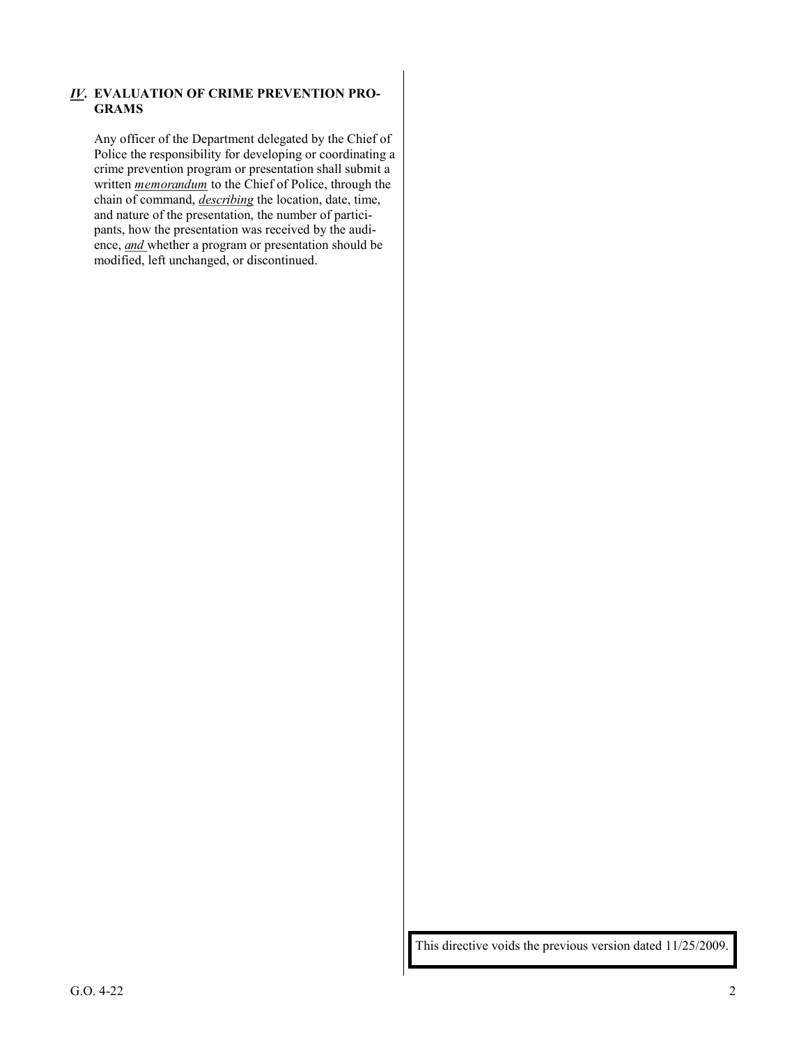## ***IV***. EVALUATION OF CRIME PREVENTION PROGRAMS

Any officer of the Department delegated by the Chief of Police the responsibility for developing or coordinating a crime prevention program or presentation shall submit a written ***memorandum*** to the Chief of Police, through the chain of command, ***describing*** the location, date, time, and nature of the presentation, the number of participants, how the presentation was received by the audience, ***and*** whether a program or presentation should be modified, left unchanged, or discontinued.

This directive voids the previous version dated 11/25/2009.